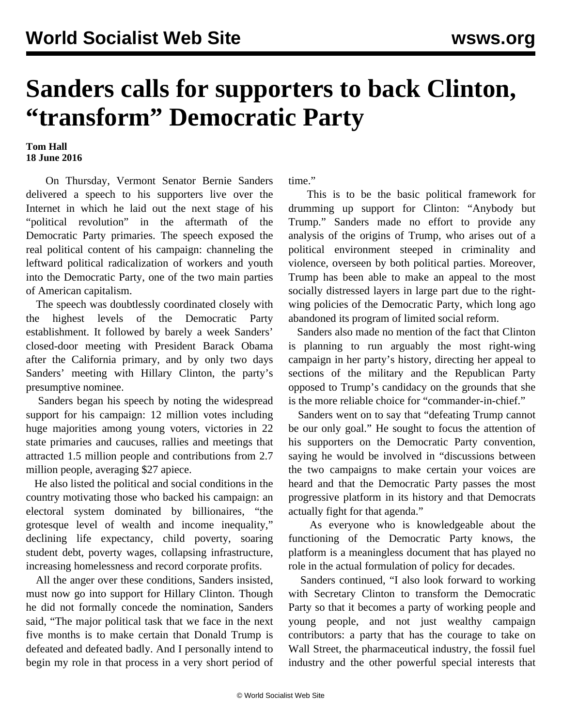# Sanders calls for supporters to back Clinton, "transform" Democratic Party

**Tom Hall**
**18 June 2016**

On Thursday, Vermont Senator Bernie Sanders delivered a speech to his supporters live over the Internet in which he laid out the next stage of his "political revolution" in the aftermath of the Democratic Party primaries. The speech exposed the real political content of his campaign: channeling the leftward political radicalization of workers and youth into the Democratic Party, one of the two main parties of American capitalism.

The speech was doubtlessly coordinated closely with the highest levels of the Democratic Party establishment. It followed by barely a week Sanders' closed-door meeting with President Barack Obama after the California primary, and by only two days Sanders' meeting with Hillary Clinton, the party's presumptive nominee.

Sanders began his speech by noting the widespread support for his campaign: 12 million votes including huge majorities among young voters, victories in 22 state primaries and caucuses, rallies and meetings that attracted 1.5 million people and contributions from 2.7 million people, averaging $27 apiece.

He also listed the political and social conditions in the country motivating those who backed his campaign: an electoral system dominated by billionaires, "the grotesque level of wealth and income inequality," declining life expectancy, child poverty, soaring student debt, poverty wages, collapsing infrastructure, increasing homelessness and record corporate profits.

All the anger over these conditions, Sanders insisted, must now go into support for Hillary Clinton. Though he did not formally concede the nomination, Sanders said, "The major political task that we face in the next five months is to make certain that Donald Trump is defeated and defeated badly. And I personally intend to begin my role in that process in a very short period of time."

This is to be the basic political framework for drumming up support for Clinton: "Anybody but Trump." Sanders made no effort to provide any analysis of the origins of Trump, who arises out of a political environment steeped in criminality and violence, overseen by both political parties. Moreover, Trump has been able to make an appeal to the most socially distressed layers in large part due to the right-wing policies of the Democratic Party, which long ago abandoned its program of limited social reform.

Sanders also made no mention of the fact that Clinton is planning to run arguably the most right-wing campaign in her party's history, directing her appeal to sections of the military and the Republican Party opposed to Trump's candidacy on the grounds that she is the more reliable choice for "commander-in-chief."

Sanders went on to say that "defeating Trump cannot be our only goal." He sought to focus the attention of his supporters on the Democratic Party convention, saying he would be involved in "discussions between the two campaigns to make certain your voices are heard and that the Democratic Party passes the most progressive platform in its history and that Democrats actually fight for that agenda."

As everyone who is knowledgeable about the functioning of the Democratic Party knows, the platform is a meaningless document that has played no role in the actual formulation of policy for decades.

Sanders continued, "I also look forward to working with Secretary Clinton to transform the Democratic Party so that it becomes a party of working people and young people, and not just wealthy campaign contributors: a party that has the courage to take on Wall Street, the pharmaceutical industry, the fossil fuel industry and the other powerful special interests that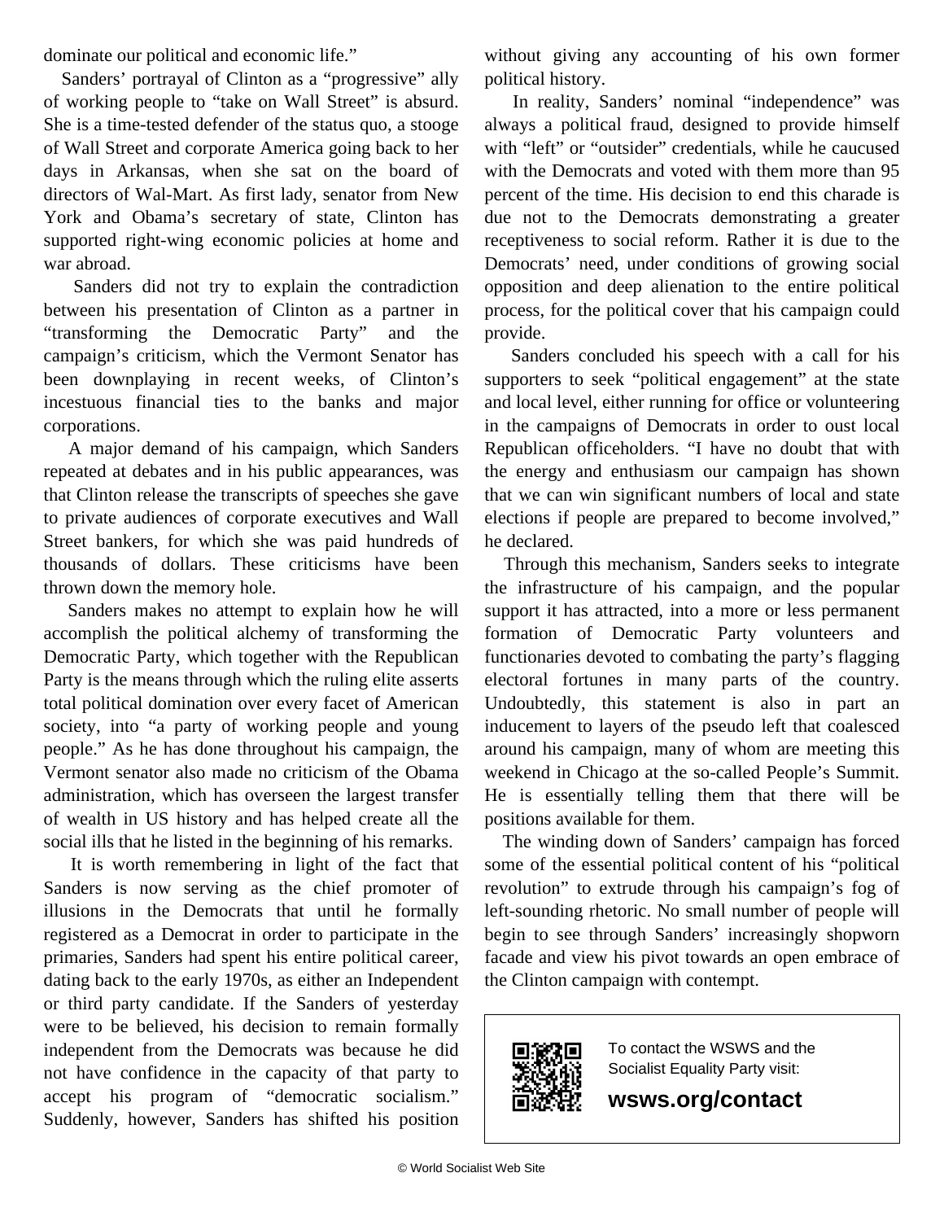dominate our political and economic life."

Sanders' portrayal of Clinton as a "progressive" ally of working people to "take on Wall Street" is absurd. She is a time-tested defender of the status quo, a stooge of Wall Street and corporate America going back to her days in Arkansas, when she sat on the board of directors of Wal-Mart. As first lady, senator from New York and Obama's secretary of state, Clinton has supported right-wing economic policies at home and war abroad.

Sanders did not try to explain the contradiction between his presentation of Clinton as a partner in "transforming the Democratic Party" and the campaign's criticism, which the Vermont Senator has been downplaying in recent weeks, of Clinton's incestuous financial ties to the banks and major corporations.

A major demand of his campaign, which Sanders repeated at debates and in his public appearances, was that Clinton release the transcripts of speeches she gave to private audiences of corporate executives and Wall Street bankers, for which she was paid hundreds of thousands of dollars. These criticisms have been thrown down the memory hole.

Sanders makes no attempt to explain how he will accomplish the political alchemy of transforming the Democratic Party, which together with the Republican Party is the means through which the ruling elite asserts total political domination over every facet of American society, into "a party of working people and young people." As he has done throughout his campaign, the Vermont senator also made no criticism of the Obama administration, which has overseen the largest transfer of wealth in US history and has helped create all the social ills that he listed in the beginning of his remarks.

It is worth remembering in light of the fact that Sanders is now serving as the chief promoter of illusions in the Democrats that until he formally registered as a Democrat in order to participate in the primaries, Sanders had spent his entire political career, dating back to the early 1970s, as either an Independent or third party candidate. If the Sanders of yesterday were to be believed, his decision to remain formally independent from the Democrats was because he did not have confidence in the capacity of that party to accept his program of "democratic socialism." Suddenly, however, Sanders has shifted his position without giving any accounting of his own former political history.

In reality, Sanders' nominal "independence" was always a political fraud, designed to provide himself with "left" or "outsider" credentials, while he caucused with the Democrats and voted with them more than 95 percent of the time. His decision to end this charade is due not to the Democrats demonstrating a greater receptiveness to social reform. Rather it is due to the Democrats' need, under conditions of growing social opposition and deep alienation to the entire political process, for the political cover that his campaign could provide.

Sanders concluded his speech with a call for his supporters to seek "political engagement" at the state and local level, either running for office or volunteering in the campaigns of Democrats in order to oust local Republican officeholders. "I have no doubt that with the energy and enthusiasm our campaign has shown that we can win significant numbers of local and state elections if people are prepared to become involved," he declared.

Through this mechanism, Sanders seeks to integrate the infrastructure of his campaign, and the popular support it has attracted, into a more or less permanent formation of Democratic Party volunteers and functionaries devoted to combating the party's flagging electoral fortunes in many parts of the country. Undoubtedly, this statement is also in part an inducement to layers of the pseudo left that coalesced around his campaign, many of whom are meeting this weekend in Chicago at the so-called People's Summit. He is essentially telling them that there will be positions available for them.

The winding down of Sanders' campaign has forced some of the essential political content of his "political revolution" to extrude through his campaign's fog of left-sounding rhetoric. No small number of people will begin to see through Sanders' increasingly shopworn facade and view his pivot towards an open embrace of the Clinton campaign with contempt.

To contact the WSWS and the Socialist Equality Party visit:

**wsws.org/contact**